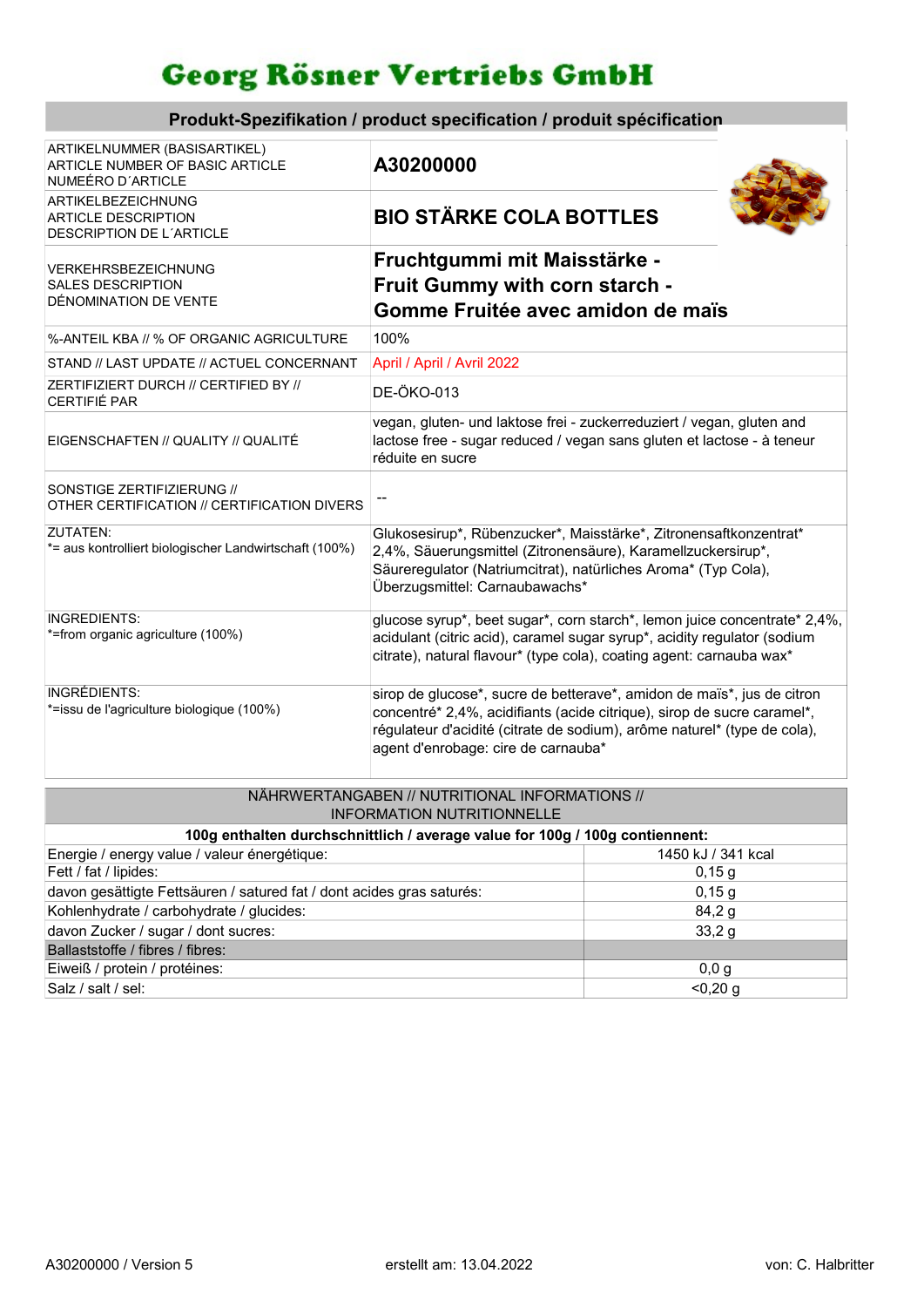# Georg Rösner Vertriebs GmbH

## Produkt-Spezifikation / product specification / produit spécification

| | |
|---|---|
| ARTIKELNUMMER (BASISARTIKEL)<br>ARTICLE NUMBER OF BASIC ARTICLE<br>NUMEÉRO D´ARTICLE | **A30200000** |
| ARTIKELBEZEICHNUNG<br>ARTICLE DESCRIPTION<br>DESCRIPTION DE L´ARTICLE | **BIO STÄRKE COLA BOTTLES** |
| VERKEHRSBEZEICHNUNG<br>SALES DESCRIPTION<br>DÉNOMINATION DE VENTE | **Fruchtgummi mit Maisstärke -<br>Fruit Gummy with corn starch -<br>Gomme Fruitée avec amidon de maïs** |
| %-ANTEIL KBA // % OF ORGANIC AGRICULTURE | 100% |
| STAND // LAST UPDATE // ACTUEL CONCERNANT | April / April / Avril 2022 |
| ZERTIFIZIERT DURCH // CERTIFIED BY // CERTIFIÉ PAR | DE-ÖKO-013 |
| EIGENSCHAFTEN // QUALITY // QUALITÉ | vegan, gluten- und laktose frei - zuckerreduziert / vegan, gluten and lactose free - sugar reduced / vegan sans gluten et lactose - à teneur réduite en sucre |
| SONSTIGE ZERTIFIZIERUNG //<br>OTHER CERTIFICATION // CERTIFICATION DIVERS | -- |
| ZUTATEN:<br>*= aus kontrolliert biologischer Landwirtschaft (100%) | Glukosesirup*, Rübenzucker*, Maisstärke*, Zitronensaftkonzentrat* 2,4%, Säuerungsmittel (Zitronensäure), Karamellzuckersirup*, Säureregulator (Natriumcitrat), natürliches Aroma* (Typ Cola), Überzugsmittel: Carnaubawachs* |
| INGREDIENTS:<br>*=from organic agriculture (100%) | glucose syrup*, beet sugar*, corn starch*, lemon juice concentrate* 2,4%, acidulant (citric acid), caramel sugar syrup*, acidity regulator (sodium citrate), natural flavour* (type cola), coating agent: carnauba wax* |
| INGRÉDIENTS:<br>*=issu de l'agriculture biologique (100%) | sirop de glucose*, sucre de betterave*, amidon de maïs*, jus de citron concentré* 2,4%, acidifiants (acide citrique), sirop de sucre caramel*, régulateur d'acidité (citrate de sodium), arôme naturel* (type de cola), agent d'enrobage: cire de carnauba* |

## NÄHRWERTANGABEN // NUTRITIONAL INFORMATIONS // INFORMATION NUTRITIONNELLE

**100g enthalten durchschnittlich / average value for 100g / 100g contiennent:**

| | |
|---|---|
| Energie / energy value / valeur énergétique: | 1450 kJ / 341 kcal |
| Fett / fat / lipides: | 0,15 g |
| davon gesättigte Fettsäuren / satured fat / dont acides gras saturés: | 0,15 g |
| Kohlenhydrate / carbohydrate / glucides: | 84,2 g |
| davon Zucker / sugar / dont sucres: | 33,2 g |
| Ballaststoffe / fibres / fibres: | |
| Eiweiß / protein / protéines: | 0,0 g |
| Salz / salt / sel: | <0,20 g |

A30200000 / Version 5 | erstellt am: 13.04.2022 | von: C. Halbritter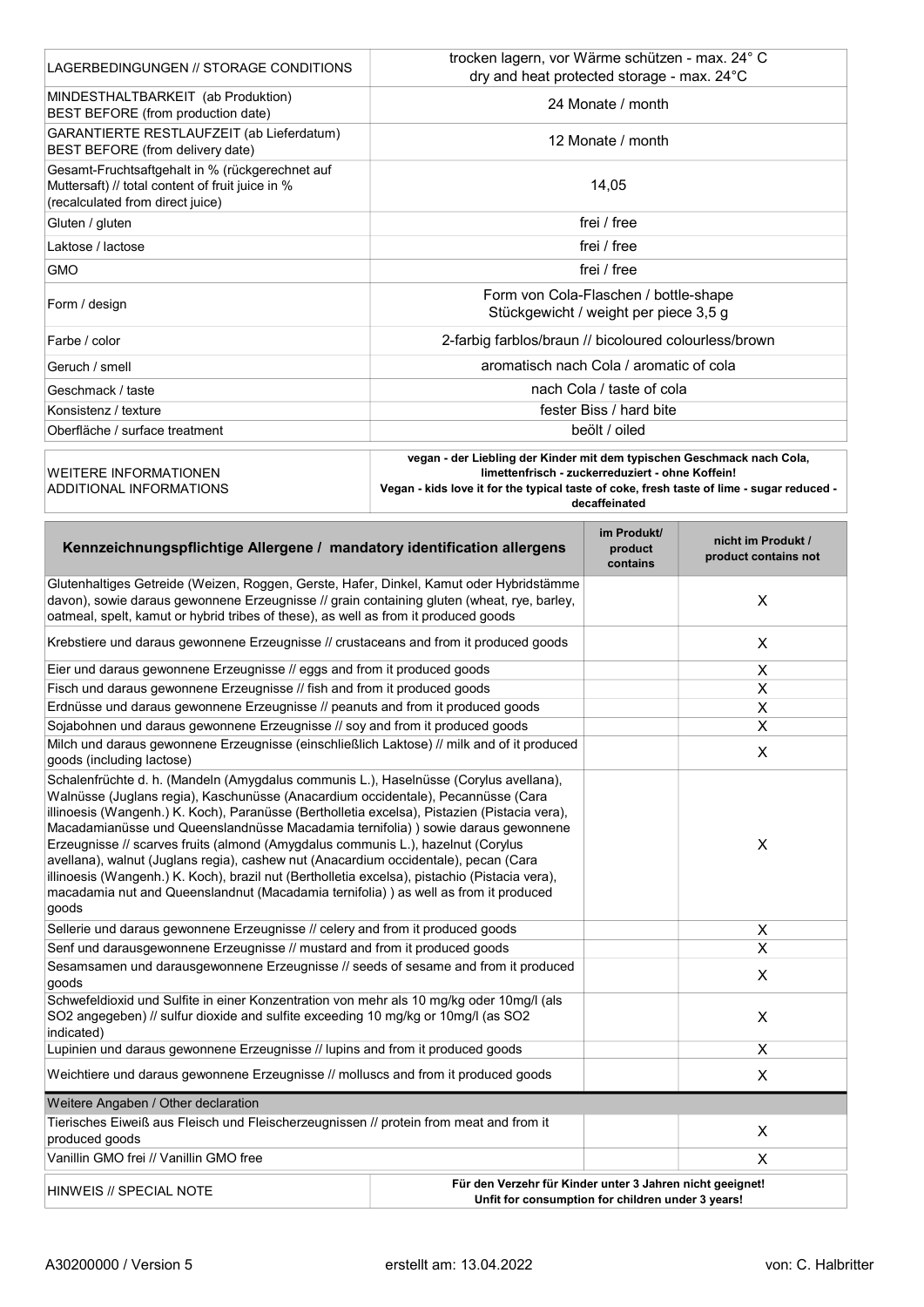| | |
|---|---|
| LAGERBEDINGUNGEN // STORAGE CONDITIONS | trocken lagern, vor Wärme schützen - max. 24° C<br>dry and heat protected storage - max. 24°C |
| MINDESTHALTBARKEIT (ab Produktion)<br>BEST BEFORE (from production date) | 24 Monate / month |
| GARANTIERTE RESTLAUFZEIT (ab Lieferdatum)<br>BEST BEFORE (from delivery date) | 12 Monate / month |
| Gesamt-Fruchtsaftgehalt in % (rückgerechnet auf Muttersaft) // total content of fruit juice in % (recalculated from direct juice) | 14,05 |
| Gluten / gluten | frei / free |
| Laktose / lactose | frei / free |
| GMO | frei / free |
| Form / design | Form von Cola-Flaschen / bottle-shape<br>Stückgewicht / weight per piece 3,5 g |
| Farbe / color | 2-farbig farblos/braun // bicoloured colourless/brown |
| Geruch / smell | aromatisch nach Cola / aromatic of cola |
| Geschmack / taste | nach Cola / taste of cola |
| Konsistenz / texture | fester Biss / hard bite |
| Oberfläche / surface treatment | beölt / oiled |

| | |
|---|---|
| WEITERE INFORMATIONEN<br>ADDITIONAL INFORMATIONS | **vegan - der Liebling der Kinder mit dem typischen Geschmack nach Cola, limettenfrisch - zuckerreduziert - ohne Koffein!**<br>**Vegan - kids love it for the typical taste of coke, fresh taste of lime - sugar reduced - decaffeinated** |

| Kennzeichnungspflichtige Allergene / mandatory identification allergens | im Produkt/ product contains | nicht im Produkt / product contains not |
|---|---|---|
| Glutenhaltiges Getreide (Weizen, Roggen, Gerste, Hafer, Dinkel, Kamut oder Hybridstämme davon), sowie daraus gewonnene Erzeugnisse // grain containing gluten (wheat, rye, barley, oatmeal, spelt, kamut or hybrid tribes of these), as well as from it produced goods | | X |
| Krebstiere und daraus gewonnene Erzeugnisse // crustaceans and from it produced goods | | X |
| Eier und daraus gewonnene Erzeugnisse // eggs and from it produced goods | | X |
| Fisch und daraus gewonnene Erzeugnisse // fish and from it produced goods | | X |
| Erdnüsse und daraus gewonnene Erzeugnisse // peanuts and from it produced goods | | X |
| Sojabohnen und daraus gewonnene Erzeugnisse // soy and from it produced goods | | X |
| Milch und daraus gewonnene Erzeugnisse (einschließlich Laktose) // milk and of it produced goods (including lactose) | | X |
| Schalenfrüchte d. h. (Mandeln (Amygdalus communis L.), Haselnüsse (Corylus avellana), Walnüsse (Juglans regia), Kaschunüsse (Anacardium occidentale), Pecannüsse (Cara illinoesis (Wangenh.) K. Koch), Paranüsse (Bertholletia excelsa), Pistazien (Pistacia vera), Macadamianüsse und Queenslandnüsse Macadamia ternifolia) ) sowie daraus gewonnene Erzeugnisse // scarves fruits (almond (Amygdalus communis L.), hazelnut (Corylus avellana), walnut (Juglans regia), cashew nut (Anacardium occidentale), pecan (Cara illinoesis (Wangenh.) K. Koch), brazil nut (Bertholletia excelsa), pistachio (Pistacia vera), macadamia nut and Queenslandnut (Macadamia ternifolia) ) as well as from it produced goods | | X |
| Sellerie und daraus gewonnene Erzeugnisse // celery and from it produced goods | | X |
| Senf und darausgewonnene Erzeugnisse // mustard and from it produced goods | | X |
| Sesamsamen und darausgewonnene Erzeugnisse // seeds of sesame and from it produced goods | | X |
| Schwefeldioxid und Sulfite in einer Konzentration von mehr als 10 mg/kg oder 10mg/l (als SO2 angegeben) // sulfur dioxide and sulfite exceeding 10 mg/kg or 10mg/l (as SO2 indicated) | | X |
| Lupinien und daraus gewonnene Erzeugnisse // lupins and from it produced goods | | X |
| Weichtiere und daraus gewonnene Erzeugnisse // molluscs and from it produced goods | | X |
| Weitere Angaben / Other declaration | | |
| Tierisches Eiweiß aus Fleisch und Fleischerzeugnissen // protein from meat and from it produced goods | | X |
| Vanillin GMO frei // Vanillin GMO free | | X |

| | |
|---|---|
| HINWEIS // SPECIAL NOTE | **Für den Verzehr für Kinder unter 3 Jahren nicht geeignet!**<br>**Unfit for consumption for children under 3 years!** |

A30200000 / Version 5 erstellt am: 13.04.2022 von: C. Halbritter